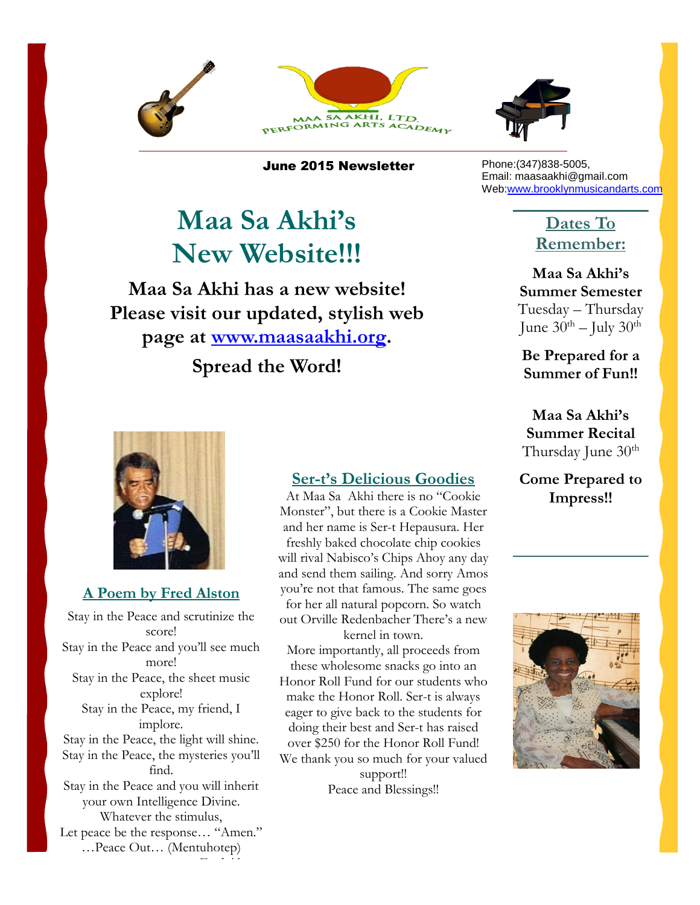MAA SA AKHI, LTD. PERFORMING ARTS ACADEMY

**June 2015 Newsletter**

Phone:(347)838-5005,
Email: maasaakhi@gmail.com
Web: www.brooklynmusicandarts.com

# Maa Sa Akhi's New Website!!!

**Maa Sa Akhi has a new website! Please visit our updated, stylish web page at www.maasaakhi.org.**

**Spread the Word!**

## Dates To Remember:

**Maa Sa Akhi's Summer Semester**
Tuesday – Thursday
June 30th – July 30th

**Be Prepared for a Summer of Fun!!**

**Maa Sa Akhi's Summer Recital**
Thursday June 30th

**Come Prepared to Impress!!**

## A Poem by Fred Alston

Stay in the Peace and scrutinize the score!
Stay in the Peace and you'll see much more!
Stay in the Peace, the sheet music explore!
Stay in the Peace, my friend, I implore.
Stay in the Peace, the light will shine.
Stay in the Peace, the mysteries you'll find.
Stay in the Peace and you will inherit your own Intelligence Divine.
Whatever the stimulus,
Let peace be the response… "Amen."
…Peace Out… (Mentuhotep)

## Ser-t's Delicious Goodies

At Maa Sa Akhi there is no "Cookie Monster", but there is a Cookie Master and her name is Ser-t Hepausura. Her freshly baked chocolate chip cookies will rival Nabisco's Chips Ahoy any day and send them sailing. And sorry Amos you're not that famous. The same goes for her all natural popcorn. So watch out Orville Redenbacher There's a new kernel in town.

More importantly, all proceeds from these wholesome snacks go into an Honor Roll Fund for our students who make the Honor Roll. Ser-t is always eager to give back to the students for doing their best and Ser-t has raised over $250 for the Honor Roll Fund! We thank you so much for your valued support!!

Peace and Blessings!!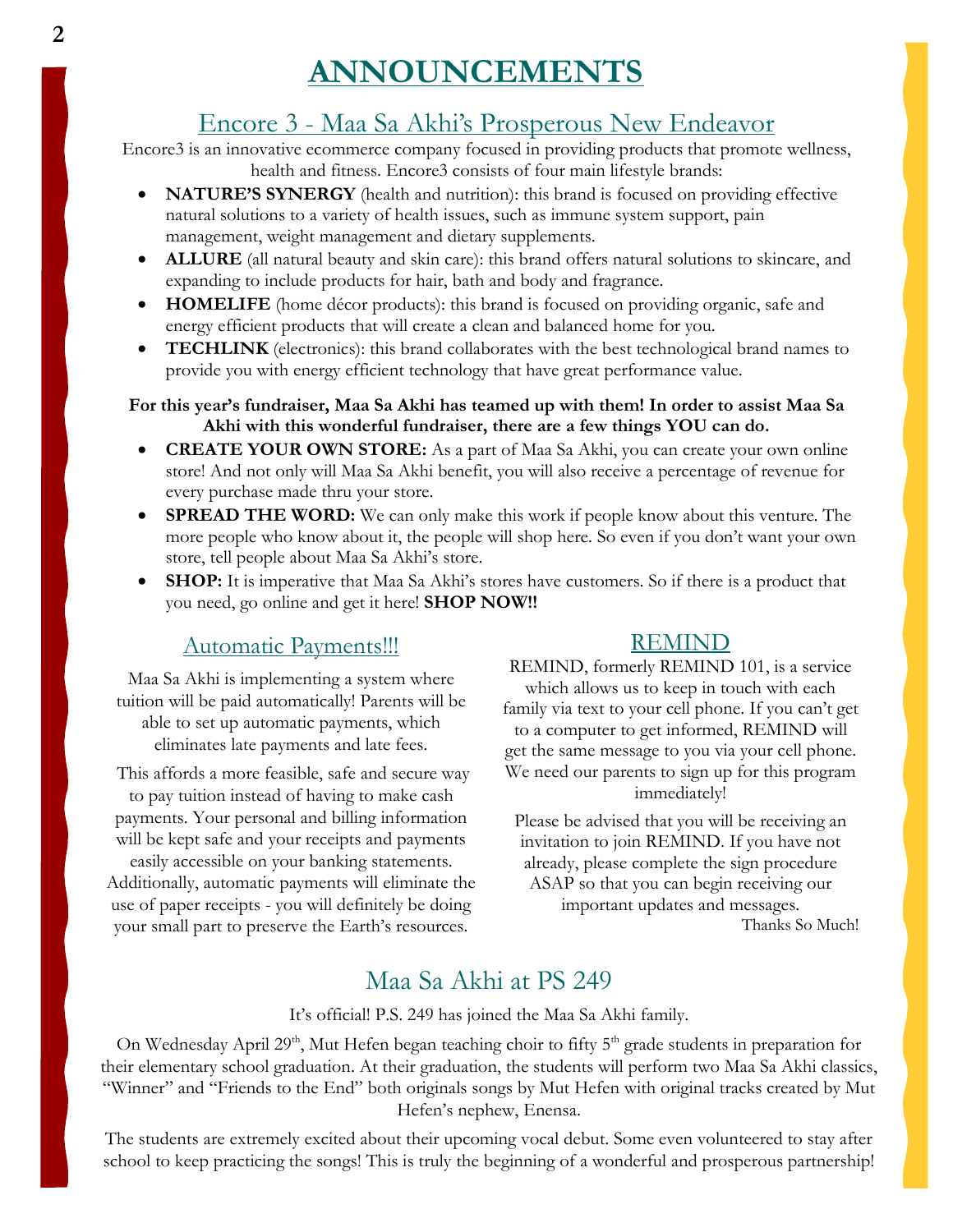# ANNOUNCEMENTS

## Encore 3 - Maa Sa Akhi's Prosperous New Endeavor

Encore3 is an innovative ecommerce company focused in providing products that promote wellness, health and fitness. Encore3 consists of four main lifestyle brands:

- **NATURE'S SYNERGY** (health and nutrition): this brand is focused on providing effective natural solutions to a variety of health issues, such as immune system support, pain management, weight management and dietary supplements.
- **ALLURE** (all natural beauty and skin care): this brand offers natural solutions to skincare, and expanding to include products for hair, bath and body and fragrance.
- **HOMELIFE** (home décor products): this brand is focused on providing organic, safe and energy efficient products that will create a clean and balanced home for you.
- **TECHLINK** (electronics): this brand collaborates with the best technological brand names to provide you with energy efficient technology that have great performance value.

**For this year's fundraiser, Maa Sa Akhi has teamed up with them! In order to assist Maa Sa Akhi with this wonderful fundraiser, there are a few things YOU can do.**

- **CREATE YOUR OWN STORE:** As a part of Maa Sa Akhi, you can create your own online store! And not only will Maa Sa Akhi benefit, you will also receive a percentage of revenue for every purchase made thru your store.
- **SPREAD THE WORD:** We can only make this work if people know about this venture. The more people who know about it, the people will shop here. So even if you don't want your own store, tell people about Maa Sa Akhi's store.
- **SHOP:** It is imperative that Maa Sa Akhi's stores have customers. So if there is a product that you need, go online and get it here! **SHOP NOW!!**

## Automatic Payments!!!

Maa Sa Akhi is implementing a system where tuition will be paid automatically! Parents will be able to set up automatic payments, which eliminates late payments and late fees.

This affords a more feasible, safe and secure way to pay tuition instead of having to make cash payments. Your personal and billing information will be kept safe and your receipts and payments easily accessible on your banking statements. Additionally, automatic payments will eliminate the use of paper receipts - you will definitely be doing your small part to preserve the Earth's resources.

## REMIND

REMIND, formerly REMIND 101, is a service which allows us to keep in touch with each family via text to your cell phone. If you can't get to a computer to get informed, REMIND will get the same message to you via your cell phone. We need our parents to sign up for this program immediately!

Please be advised that you will be receiving an invitation to join REMIND. If you have not already, please complete the sign procedure ASAP so that you can begin receiving our important updates and messages.

Thanks So Much!

## Maa Sa Akhi at PS 249

It's official! P.S. 249 has joined the Maa Sa Akhi family.

On Wednesday April 29th, Mut Hefen began teaching choir to fifty 5th grade students in preparation for their elementary school graduation. At their graduation, the students will perform two Maa Sa Akhi classics, "Winner" and "Friends to the End" both originals songs by Mut Hefen with original tracks created by Mut Hefen's nephew, Enensa.

The students are extremely excited about their upcoming vocal debut. Some even volunteered to stay after school to keep practicing the songs! This is truly the beginning of a wonderful and prosperous partnership!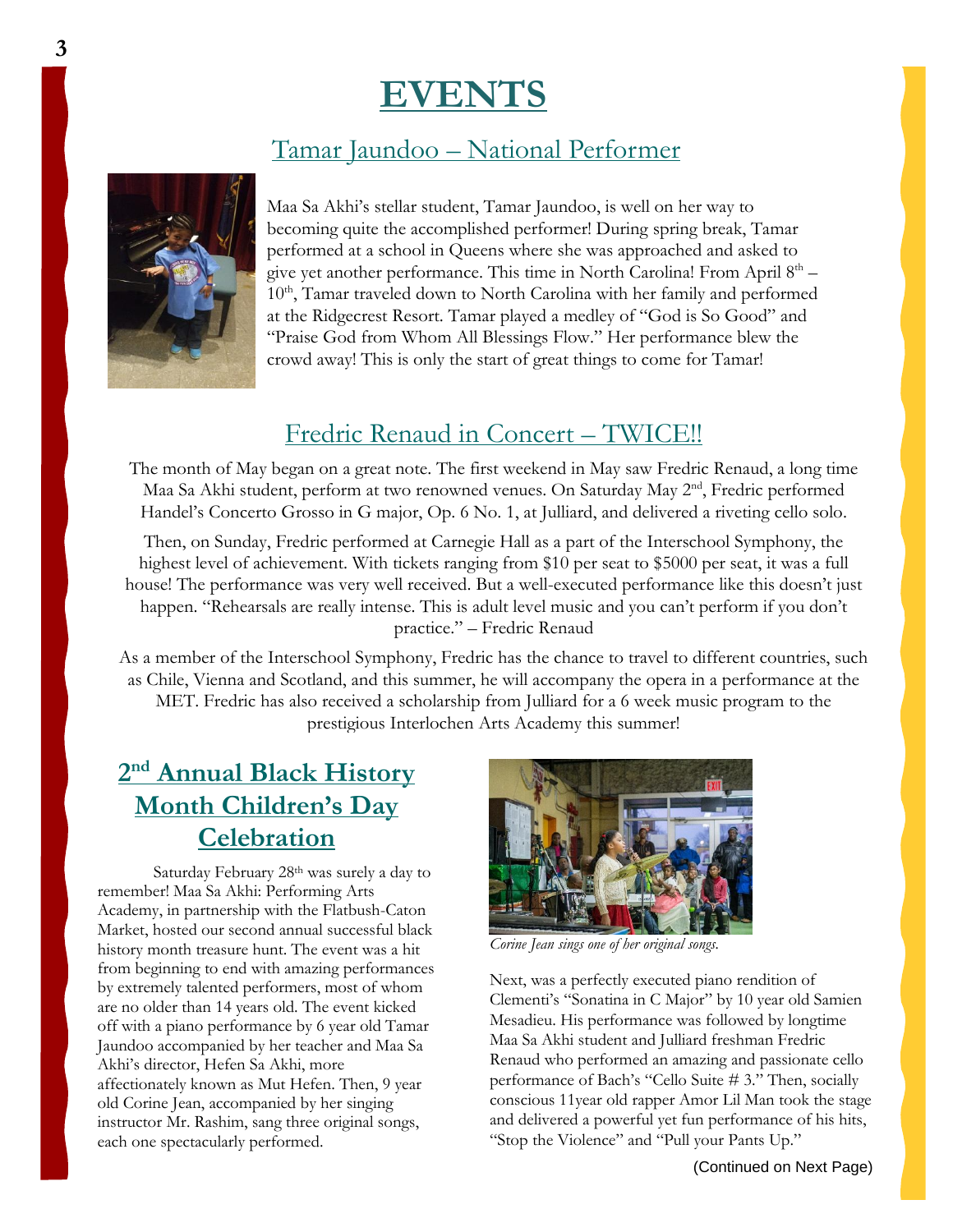# EVENTS

## Tamar Jaundoo – National Performer

Maa Sa Akhi's stellar student, Tamar Jaundoo, is well on her way to becoming quite the accomplished performer! During spring break, Tamar performed at a school in Queens where she was approached and asked to give yet another performance. This time in North Carolina! From April 8th – 10th, Tamar traveled down to North Carolina with her family and performed at the Ridgecrest Resort. Tamar played a medley of "God is So Good" and "Praise God from Whom All Blessings Flow." Her performance blew the crowd away! This is only the start of great things to come for Tamar!

## Fredric Renaud in Concert – TWICE!!

The month of May began on a great note. The first weekend in May saw Fredric Renaud, a long time Maa Sa Akhi student, perform at two renowned venues. On Saturday May 2nd, Fredric performed Handel's Concerto Grosso in G major, Op. 6 No. 1, at Julliard, and delivered a riveting cello solo.

Then, on Sunday, Fredric performed at Carnegie Hall as a part of the Interschool Symphony, the highest level of achievement. With tickets ranging from $10 per seat to $5000 per seat, it was a full house! The performance was very well received. But a well-executed performance like this doesn't just happen. "Rehearsals are really intense. This is adult level music and you can't perform if you don't practice." – Fredric Renaud

As a member of the Interschool Symphony, Fredric has the chance to travel to different countries, such as Chile, Vienna and Scotland, and this summer, he will accompany the opera in a performance at the MET. Fredric has also received a scholarship from Julliard for a 6 week music program to the prestigious Interlochen Arts Academy this summer!

## 2nd Annual Black History Month Children's Day Celebration

Saturday February 28th was surely a day to remember! Maa Sa Akhi: Performing Arts Academy, in partnership with the Flatbush-Caton Market, hosted our second annual successful black history month treasure hunt. The event was a hit from beginning to end with amazing performances by extremely talented performers, most of whom are no older than 14 years old. The event kicked off with a piano performance by 6 year old Tamar Jaundoo accompanied by her teacher and Maa Sa Akhi's director, Hefen Sa Akhi, more affectionately known as Mut Hefen. Then, 9 year old Corine Jean, accompanied by her singing instructor Mr. Rashim, sang three original songs, each one spectacularly performed.

*Corine Jean sings one of her original songs.*

Next, was a perfectly executed piano rendition of Clementi's "Sonatina in C Major" by 10 year old Samien Mesadieu. His performance was followed by longtime Maa Sa Akhi student and Julliard freshman Fredric Renaud who performed an amazing and passionate cello performance of Bach's "Cello Suite # 3." Then, socially conscious 11year old rapper Amor Lil Man took the stage and delivered a powerful yet fun performance of his hits, "Stop the Violence" and "Pull your Pants Up."

(Continued on Next Page)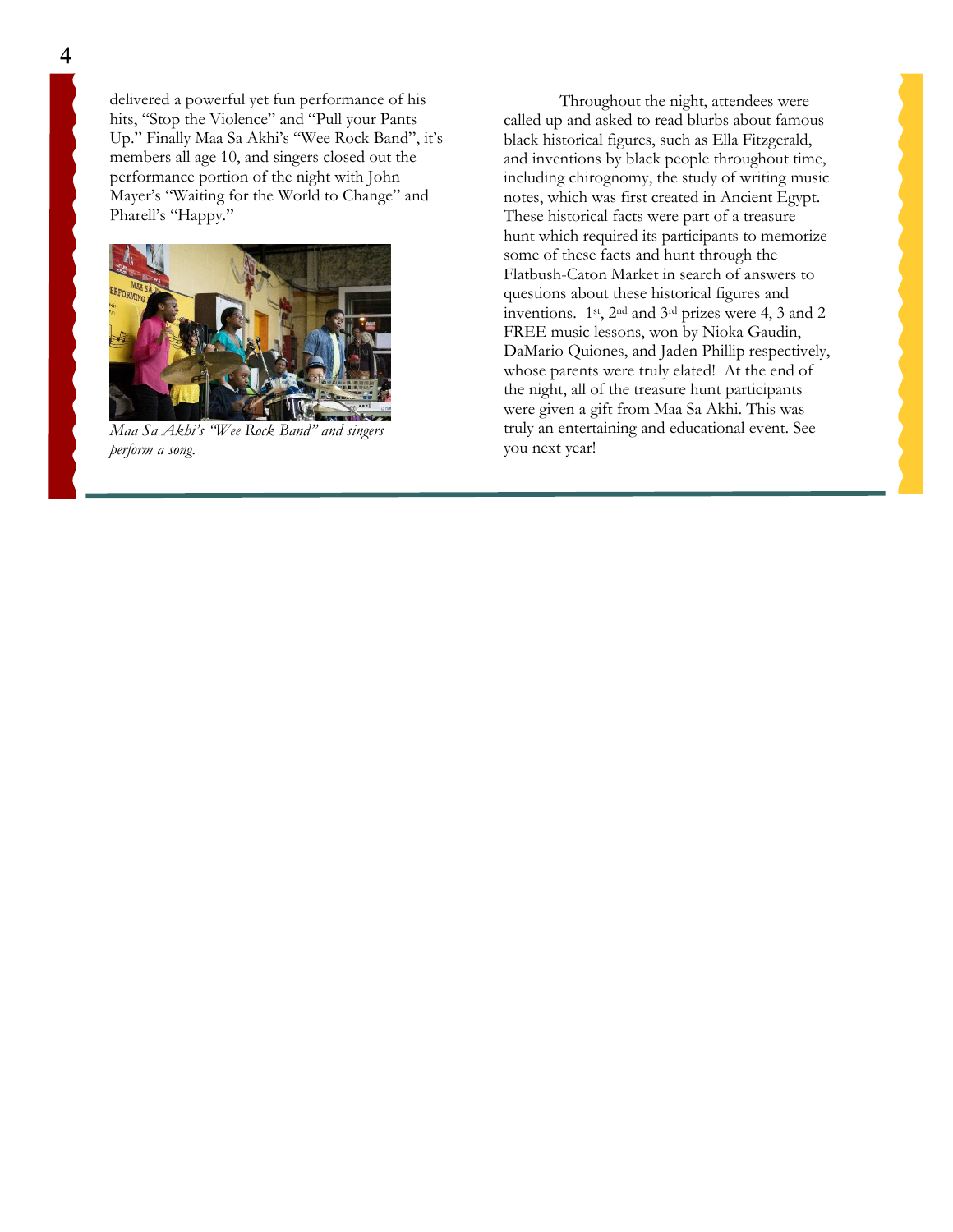delivered a powerful yet fun performance of his hits, "Stop the Violence" and "Pull your Pants Up." Finally Maa Sa Akhi's "Wee Rock Band", it's members all age 10, and singers closed out the performance portion of the night with John Mayer's "Waiting for the World to Change" and Pharell's "Happy."

*Maa Sa Akhi's "Wee Rock Band" and singers perform a song.*

Throughout the night, attendees were called up and asked to read blurbs about famous black historical figures, such as Ella Fitzgerald, and inventions by black people throughout time, including chirognomy, the study of writing music notes, which was first created in Ancient Egypt. These historical facts were part of a treasure hunt which required its participants to memorize some of these facts and hunt through the Flatbush-Caton Market in search of answers to questions about these historical figures and inventions. 1st, 2nd and 3rd prizes were 4, 3 and 2 FREE music lessons, won by Nioka Gaudin, DaMario Quiones, and Jaden Phillip respectively, whose parents were truly elated! At the end of the night, all of the treasure hunt participants were given a gift from Maa Sa Akhi. This was truly an entertaining and educational event. See you next year!